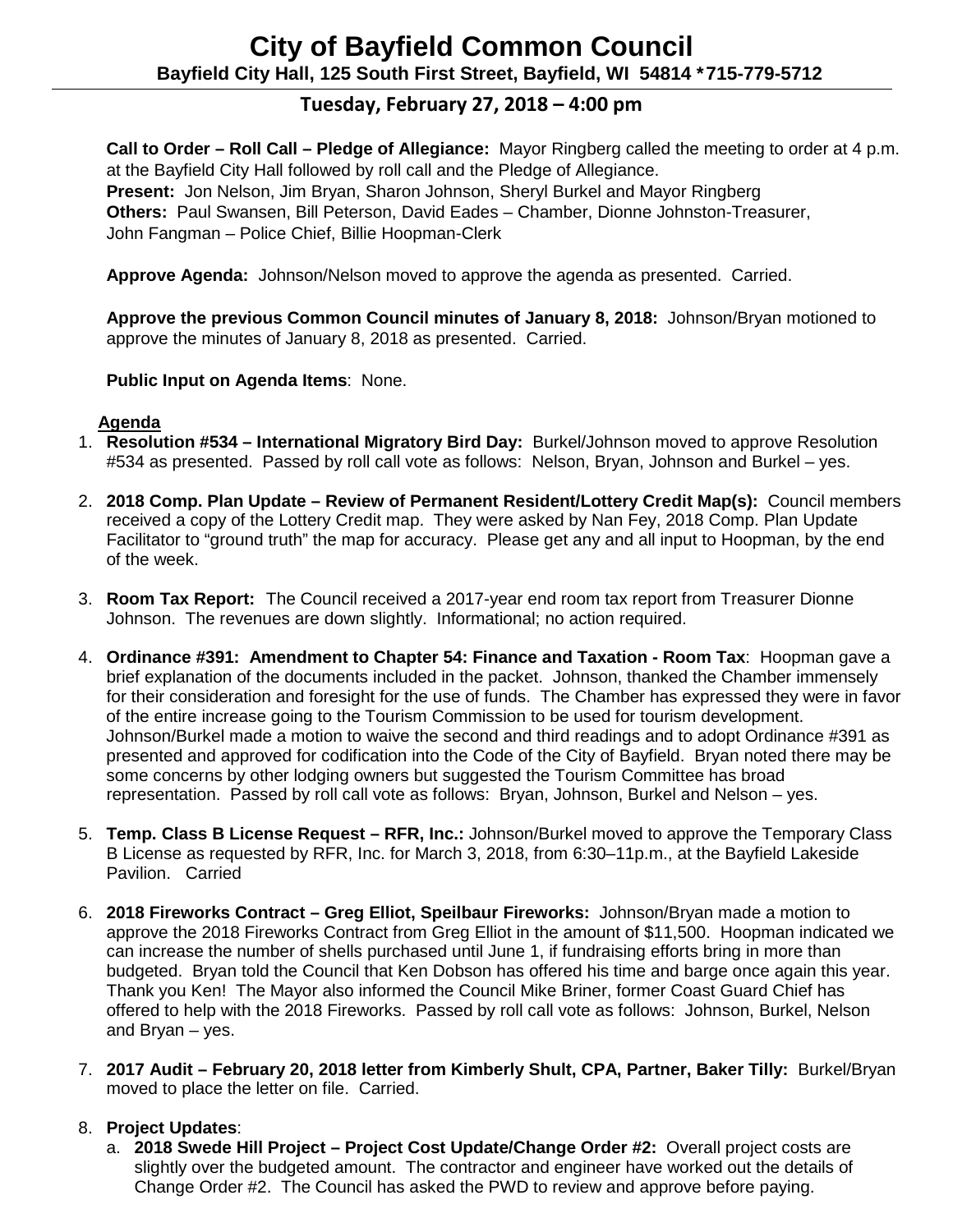# City of Bayfield Common Council

**Bayfield City Hall, 125 South First Street, Bayfield, WI 54814 *715-779-5712**

## Tuesday, February 27, 2018 – 4:00 pm

**Call to Order – Roll Call – Pledge of Allegiance:** Mayor Ringberg called the meeting to order at 4 p.m. at the Bayfield City Hall followed by roll call and the Pledge of Allegiance.
**Present:** Jon Nelson, Jim Bryan, Sharon Johnson, Sheryl Burkel and Mayor Ringberg
**Others:** Paul Swansen, Bill Peterson, David Eades – Chamber, Dionne Johnston-Treasurer, John Fangman – Police Chief, Billie Hoopman-Clerk

**Approve Agenda:** Johnson/Nelson moved to approve the agenda as presented. Carried.

**Approve the previous Common Council minutes of January 8, 2018:** Johnson/Bryan motioned to approve the minutes of January 8, 2018 as presented. Carried.

**Public Input on Agenda Items**: None.

**Agenda**

1. **Resolution #534 – International Migratory Bird Day:** Burkel/Johnson moved to approve Resolution #534 as presented. Passed by roll call vote as follows: Nelson, Bryan, Johnson and Burkel – yes.

2. **2018 Comp. Plan Update – Review of Permanent Resident/Lottery Credit Map(s):** Council members received a copy of the Lottery Credit map. They were asked by Nan Fey, 2018 Comp. Plan Update Facilitator to "ground truth" the map for accuracy. Please get any and all input to Hoopman, by the end of the week.

3. **Room Tax Report:** The Council received a 2017-year end room tax report from Treasurer Dionne Johnson. The revenues are down slightly. Informational; no action required.

4. **Ordinance #391: Amendment to Chapter 54: Finance and Taxation - Room Tax**: Hoopman gave a brief explanation of the documents included in the packet. Johnson, thanked the Chamber immensely for their consideration and foresight for the use of funds. The Chamber has expressed they were in favor of the entire increase going to the Tourism Commission to be used for tourism development. Johnson/Burkel made a motion to waive the second and third readings and to adopt Ordinance #391 as presented and approved for codification into the Code of the City of Bayfield. Bryan noted there may be some concerns by other lodging owners but suggested the Tourism Committee has broad representation. Passed by roll call vote as follows: Bryan, Johnson, Burkel and Nelson – yes.

5. **Temp. Class B License Request – RFR, Inc.:** Johnson/Burkel moved to approve the Temporary Class B License as requested by RFR, Inc. for March 3, 2018, from 6:30–11p.m., at the Bayfield Lakeside Pavilion. Carried

6. **2018 Fireworks Contract – Greg Elliot, Speilbaur Fireworks:** Johnson/Bryan made a motion to approve the 2018 Fireworks Contract from Greg Elliot in the amount of $11,500. Hoopman indicated we can increase the number of shells purchased until June 1, if fundraising efforts bring in more than budgeted. Bryan told the Council that Ken Dobson has offered his time and barge once again this year. Thank you Ken! The Mayor also informed the Council Mike Briner, former Coast Guard Chief has offered to help with the 2018 Fireworks. Passed by roll call vote as follows: Johnson, Burkel, Nelson and Bryan – yes.

7. **2017 Audit – February 20, 2018 letter from Kimberly Shult, CPA, Partner, Baker Tilly:** Burkel/Bryan moved to place the letter on file. Carried.

8. **Project Updates**:
   a. **2018 Swede Hill Project – Project Cost Update/Change Order #2:** Overall project costs are slightly over the budgeted amount. The contractor and engineer have worked out the details of Change Order #2. The Council has asked the PWD to review and approve before paying.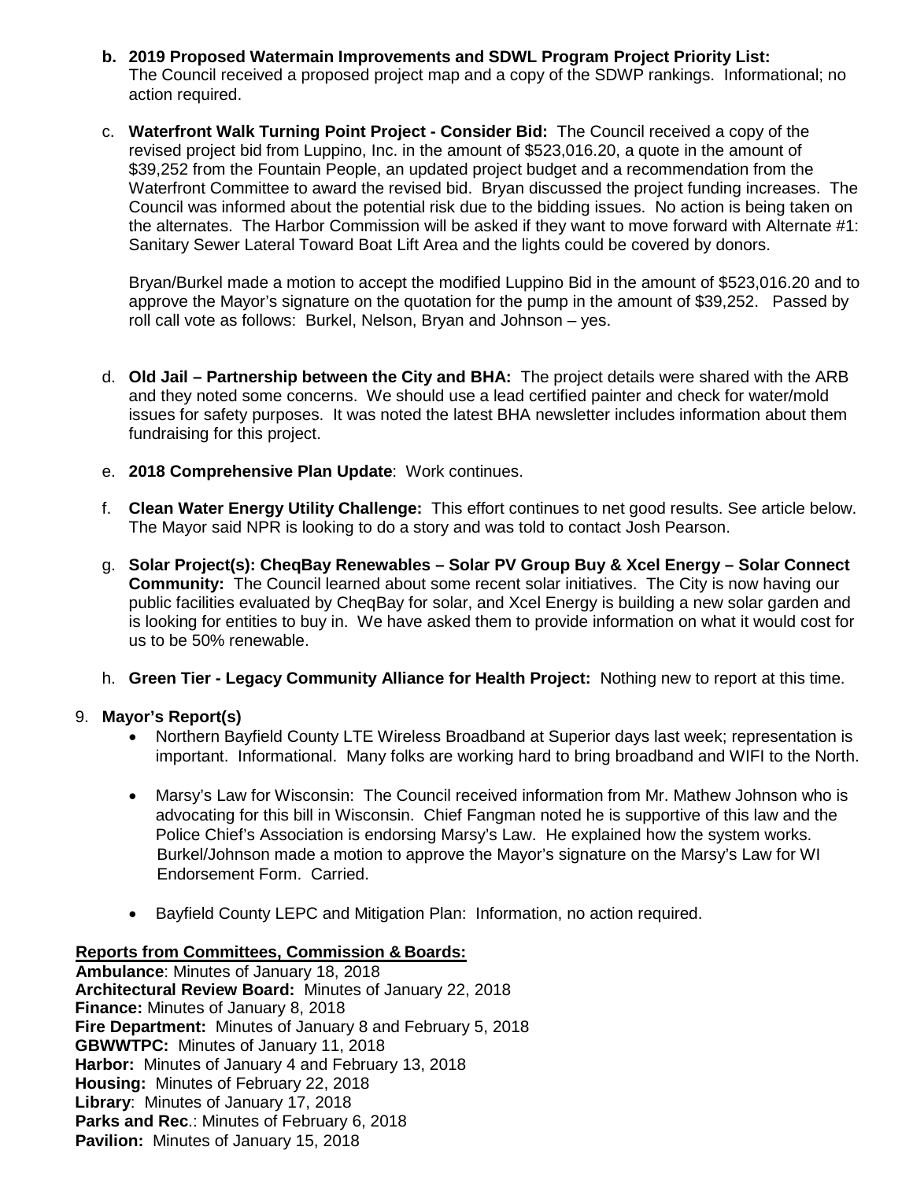b. **2019 Proposed Watermain Improvements and SDWL Program Project Priority List:** The Council received a proposed project map and a copy of the SDWP rankings. Informational; no action required.

c. **Waterfront Walk Turning Point Project - Consider Bid:** The Council received a copy of the revised project bid from Luppino, Inc. in the amount of $523,016.20, a quote in the amount of $39,252 from the Fountain People, an updated project budget and a recommendation from the Waterfront Committee to award the revised bid. Bryan discussed the project funding increases. The Council was informed about the potential risk due to the bidding issues. No action is being taken on the alternates. The Harbor Commission will be asked if they want to move forward with Alternate #1: Sanitary Sewer Lateral Toward Boat Lift Area and the lights could be covered by donors.

   Bryan/Burkel made a motion to accept the modified Luppino Bid in the amount of $523,016.20 and to approve the Mayor's signature on the quotation for the pump in the amount of $39,252. Passed by roll call vote as follows: Burkel, Nelson, Bryan and Johnson – yes.

d. **Old Jail – Partnership between the City and BHA:** The project details were shared with the ARB and they noted some concerns. We should use a lead certified painter and check for water/mold issues for safety purposes. It was noted the latest BHA newsletter includes information about them fundraising for this project.

e. **2018 Comprehensive Plan Update**: Work continues.

f. **Clean Water Energy Utility Challenge:** This effort continues to net good results. See article below. The Mayor said NPR is looking to do a story and was told to contact Josh Pearson.

g. **Solar Project(s): CheqBay Renewables – Solar PV Group Buy & Xcel Energy – Solar Connect Community:** The Council learned about some recent solar initiatives. The City is now having our public facilities evaluated by CheqBay for solar, and Xcel Energy is building a new solar garden and is looking for entities to buy in. We have asked them to provide information on what it would cost for us to be 50% renewable.

h. **Green Tier - Legacy Community Alliance for Health Project:** Nothing new to report at this time.

9. **Mayor's Report(s)**
   - Northern Bayfield County LTE Wireless Broadband at Superior days last week; representation is important. Informational. Many folks are working hard to bring broadband and WIFI to the North.
   - Marsy's Law for Wisconsin: The Council received information from Mr. Mathew Johnson who is advocating for this bill in Wisconsin. Chief Fangman noted he is supportive of this law and the Police Chief's Association is endorsing Marsy's Law. He explained how the system works. Burkel/Johnson made a motion to approve the Mayor's signature on the Marsy's Law for WI Endorsement Form. Carried.
   - Bayfield County LEPC and Mitigation Plan: Information, no action required.

**Reports from Committees, Commission & Boards:**

**Ambulance**: Minutes of January 18, 2018
**Architectural Review Board:** Minutes of January 22, 2018
**Finance:** Minutes of January 8, 2018
**Fire Department:** Minutes of January 8 and February 5, 2018
**GBWWTPC:** Minutes of January 11, 2018
**Harbor:** Minutes of January 4 and February 13, 2018
**Housing:** Minutes of February 22, 2018
**Library**: Minutes of January 17, 2018
**Parks and Rec**.: Minutes of February 6, 2018
**Pavilion:** Minutes of January 15, 2018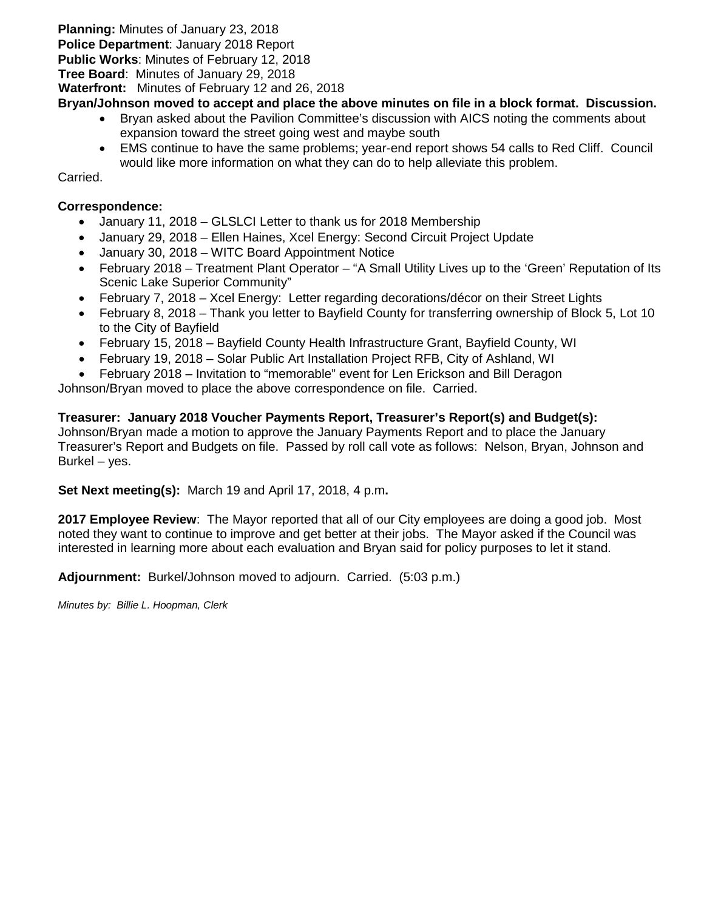**Planning:** Minutes of January 23, 2018
**Police Department**: January 2018 Report
**Public Works**: Minutes of February 12, 2018
**Tree Board**: Minutes of January 29, 2018
**Waterfront:** Minutes of February 12 and 26, 2018

**Bryan/Johnson moved to accept and place the above minutes on file in a block format. Discussion.**

- Bryan asked about the Pavilion Committee's discussion with AICS noting the comments about expansion toward the street going west and maybe south
- EMS continue to have the same problems; year-end report shows 54 calls to Red Cliff. Council would like more information on what they can do to help alleviate this problem.

Carried.

**Correspondence:**

- January 11, 2018 – GLSLCI Letter to thank us for 2018 Membership
- January 29, 2018 – Ellen Haines, Xcel Energy: Second Circuit Project Update
- January 30, 2018 – WITC Board Appointment Notice
- February 2018 – Treatment Plant Operator – "A Small Utility Lives up to the 'Green' Reputation of Its Scenic Lake Superior Community"
- February 7, 2018 – Xcel Energy: Letter regarding decorations/décor on their Street Lights
- February 8, 2018 – Thank you letter to Bayfield County for transferring ownership of Block 5, Lot 10 to the City of Bayfield
- February 15, 2018 – Bayfield County Health Infrastructure Grant, Bayfield County, WI
- February 19, 2018 – Solar Public Art Installation Project RFB, City of Ashland, WI
- February 2018 – Invitation to "memorable" event for Len Erickson and Bill Deragon

Johnson/Bryan moved to place the above correspondence on file. Carried.

**Treasurer: January 2018 Voucher Payments Report, Treasurer's Report(s) and Budget(s):** Johnson/Bryan made a motion to approve the January Payments Report and to place the January Treasurer's Report and Budgets on file. Passed by roll call vote as follows: Nelson, Bryan, Johnson and Burkel – yes.

**Set Next meeting(s):** March 19 and April 17, 2018, 4 p.m**.**

**2017 Employee Review**: The Mayor reported that all of our City employees are doing a good job. Most noted they want to continue to improve and get better at their jobs. The Mayor asked if the Council was interested in learning more about each evaluation and Bryan said for policy purposes to let it stand.

**Adjournment:** Burkel/Johnson moved to adjourn. Carried. (5:03 p.m.)

*Minutes by: Billie L. Hoopman, Clerk*